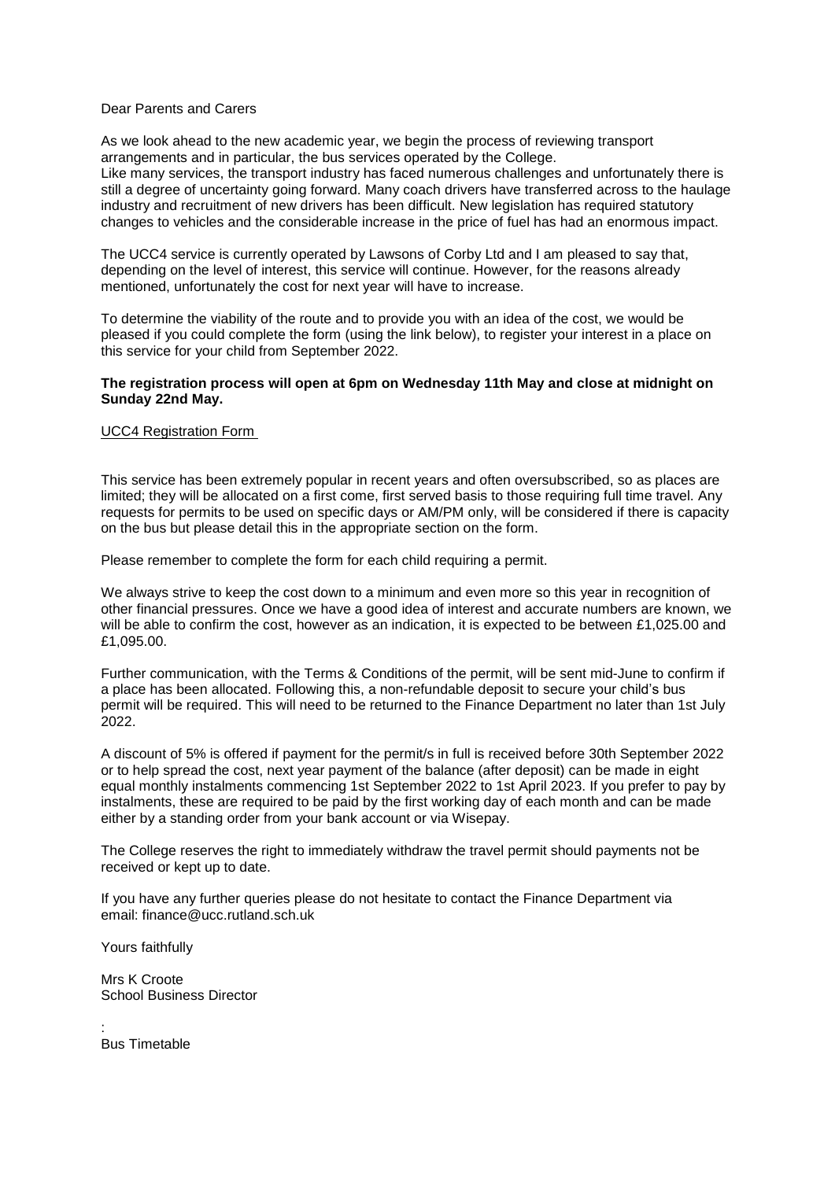Dear Parents and Carers

As we look ahead to the new academic year, we begin the process of reviewing transport arrangements and in particular, the bus services operated by the College.
Like many services, the transport industry has faced numerous challenges and unfortunately there is still a degree of uncertainty going forward. Many coach drivers have transferred across to the haulage industry and recruitment of new drivers has been difficult. New legislation has required statutory changes to vehicles and the considerable increase in the price of fuel has had an enormous impact.

The UCC4 service is currently operated by Lawsons of Corby Ltd and I am pleased to say that, depending on the level of interest, this service will continue. However, for the reasons already mentioned, unfortunately the cost for next year will have to increase.

To determine the viability of the route and to provide you with an idea of the cost, we would be pleased if you could complete the form (using the link below), to register your interest in a place on this service for your child from September 2022.

**The registration process will open at 6pm on Wednesday 11th May and close at midnight on Sunday 22nd May.**

UCC4 Registration Form

This service has been extremely popular in recent years and often oversubscribed, so as places are limited; they will be allocated on a first come, first served basis to those requiring full time travel. Any requests for permits to be used on specific days or AM/PM only, will be considered if there is capacity on the bus but please detail this in the appropriate section on the form.

Please remember to complete the form for each child requiring a permit.

We always strive to keep the cost down to a minimum and even more so this year in recognition of other financial pressures. Once we have a good idea of interest and accurate numbers are known, we will be able to confirm the cost, however as an indication, it is expected to be between £1,025.00 and £1,095.00.

Further communication, with the Terms & Conditions of the permit, will be sent mid-June to confirm if a place has been allocated. Following this, a non-refundable deposit to secure your child's bus permit will be required. This will need to be returned to the Finance Department no later than 1st July 2022.

A discount of 5% is offered if payment for the permit/s in full is received before 30th September 2022 or to help spread the cost, next year payment of the balance (after deposit) can be made in eight equal monthly instalments commencing 1st September 2022 to 1st April 2023. If you prefer to pay by instalments, these are required to be paid by the first working day of each month and can be made either by a standing order from your bank account or via Wisepay.

The College reserves the right to immediately withdraw the travel permit should payments not be received or kept up to date.

If you have any further queries please do not hesitate to contact the Finance Department via email: finance@ucc.rutland.sch.uk

Yours faithfully

Mrs K Croote
School Business Director

:
Bus Timetable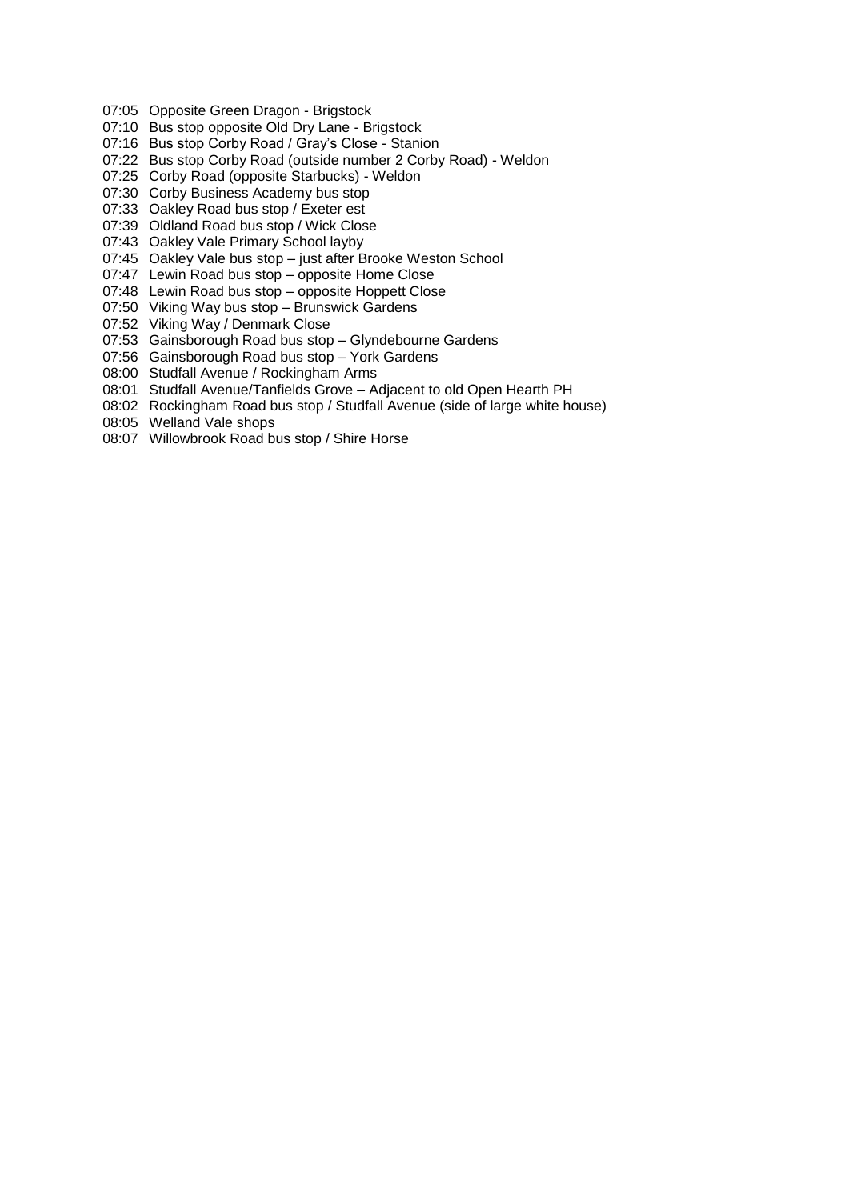07:05 Opposite Green Dragon - Brigstock
07:10 Bus stop opposite Old Dry Lane - Brigstock
07:16 Bus stop Corby Road / Gray's Close - Stanion
07:22 Bus stop Corby Road (outside number 2 Corby Road) - Weldon
07:25 Corby Road (opposite Starbucks) - Weldon
07:30 Corby Business Academy bus stop
07:33 Oakley Road bus stop / Exeter est
07:39 Oldland Road bus stop / Wick Close
07:43 Oakley Vale Primary School layby
07:45 Oakley Vale bus stop – just after Brooke Weston School
07:47 Lewin Road bus stop – opposite Home Close
07:48 Lewin Road bus stop – opposite Hoppett Close
07:50 Viking Way bus stop – Brunswick Gardens
07:52 Viking Way / Denmark Close
07:53 Gainsborough Road bus stop – Glyndebourne Gardens
07:56 Gainsborough Road bus stop – York Gardens
08:00 Studfall Avenue / Rockingham Arms
08:01 Studfall Avenue/Tanfields Grove – Adjacent to old Open Hearth PH
08:02 Rockingham Road bus stop / Studfall Avenue (side of large white house)
08:05 Welland Vale shops
08:07 Willowbrook Road bus stop / Shire Horse